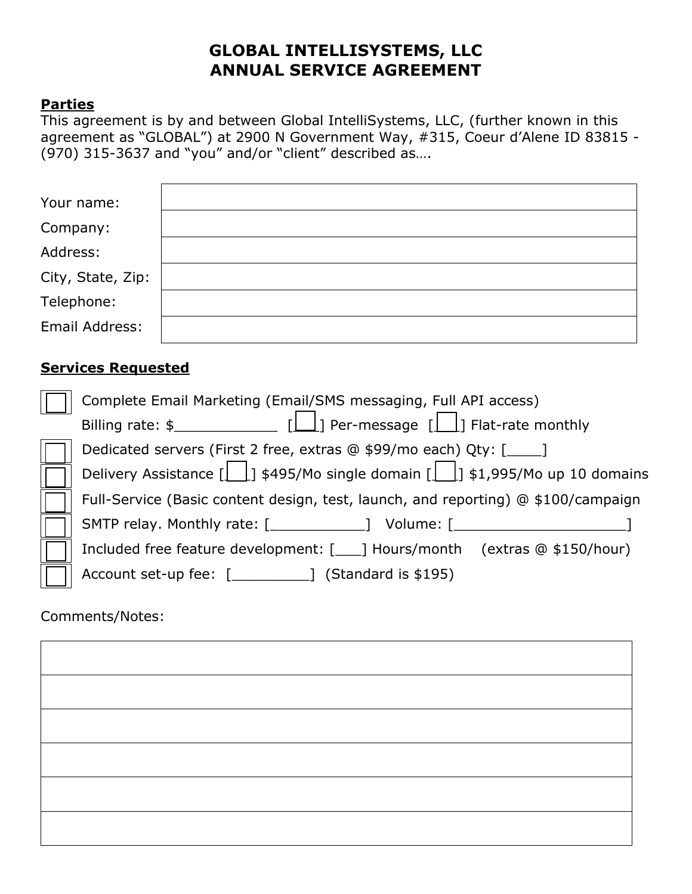# GLOBAL INTELLISYSTEMS, LLC
# ANNUAL SERVICE AGREEMENT

**Parties**

This agreement is by and between Global IntelliSystems, LLC, (further known in this agreement as "GLOBAL") at 2900 N Government Way, #315, Coeur d'Alene ID 83815 - (970) 315-3637 and "you" and/or "client" described as….

| | |
|---|---|
| Your name: | |
| Company: | |
| Address: | |
| City, State, Zip: | |
| Telephone: | |
| Email Address: | |

**Services Requested**

- [ ] Complete Email Marketing (Email/SMS messaging, Full API access)
  Billing rate: $____________ [___] Per-message [___] Flat-rate monthly
- [ ] Dedicated servers (First 2 free, extras @ $99/mo each) Qty: [____]
- [ ] Delivery Assistance [___] $495/Mo single domain [___] $1,995/Mo up 10 domains
- [ ] Full-Service (Basic content design, test, launch, and reporting) @ $100/campaign
- [ ] SMTP relay. Monthly rate: [___________] Volume: [____________________]
- [ ] Included free feature development: [___] Hours/month (extras @ $150/hour)
- [ ] Account set-up fee: [_________] (Standard is $195)

Comments/Notes:

| |
|---|
| |
| |
| |
| |
| |
| |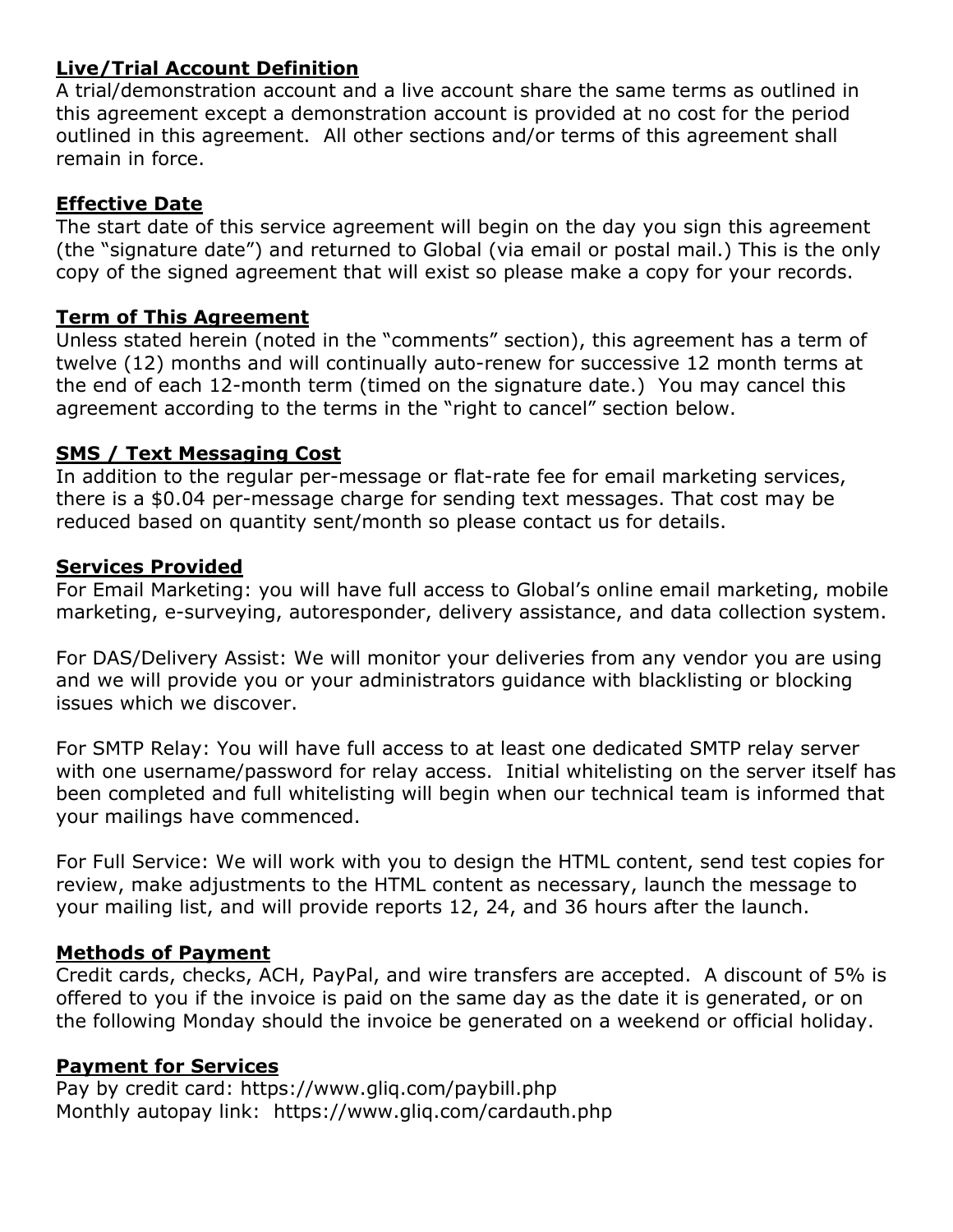**Live/Trial Account Definition**

A trial/demonstration account and a live account share the same terms as outlined in this agreement except a demonstration account is provided at no cost for the period outlined in this agreement. All other sections and/or terms of this agreement shall remain in force.

**Effective Date**

The start date of this service agreement will begin on the day you sign this agreement (the "signature date") and returned to Global (via email or postal mail.) This is the only copy of the signed agreement that will exist so please make a copy for your records.

**Term of This Agreement**

Unless stated herein (noted in the "comments" section), this agreement has a term of twelve (12) months and will continually auto-renew for successive 12 month terms at the end of each 12-month term (timed on the signature date.) You may cancel this agreement according to the terms in the "right to cancel" section below.

**SMS / Text Messaging Cost**

In addition to the regular per-message or flat-rate fee for email marketing services, there is a $0.04 per-message charge for sending text messages. That cost may be reduced based on quantity sent/month so please contact us for details.

**Services Provided**

For Email Marketing: you will have full access to Global's online email marketing, mobile marketing, e-surveying, autoresponder, delivery assistance, and data collection system.

For DAS/Delivery Assist: We will monitor your deliveries from any vendor you are using and we will provide you or your administrators guidance with blacklisting or blocking issues which we discover.

For SMTP Relay: You will have full access to at least one dedicated SMTP relay server with one username/password for relay access. Initial whitelisting on the server itself has been completed and full whitelisting will begin when our technical team is informed that your mailings have commenced.

For Full Service: We will work with you to design the HTML content, send test copies for review, make adjustments to the HTML content as necessary, launch the message to your mailing list, and will provide reports 12, 24, and 36 hours after the launch.

**Methods of Payment**

Credit cards, checks, ACH, PayPal, and wire transfers are accepted. A discount of 5% is offered to you if the invoice is paid on the same day as the date it is generated, or on the following Monday should the invoice be generated on a weekend or official holiday.

**Payment for Services**

Pay by credit card: https://www.gliq.com/paybill.php
Monthly autopay link: https://www.gliq.com/cardauth.php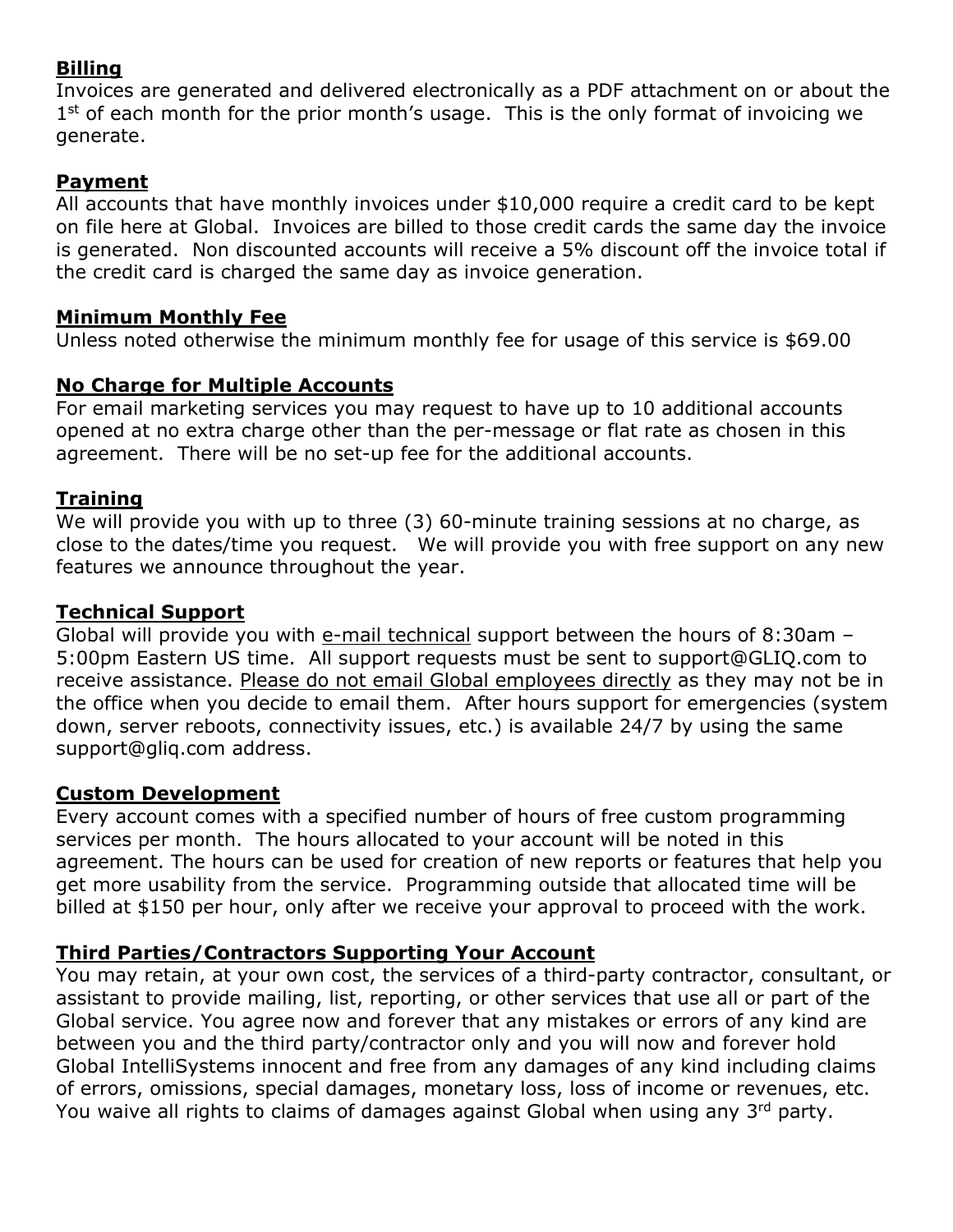**Billing**

Invoices are generated and delivered electronically as a PDF attachment on or about the 1st of each month for the prior month's usage. This is the only format of invoicing we generate.

**Payment**

All accounts that have monthly invoices under $10,000 require a credit card to be kept on file here at Global. Invoices are billed to those credit cards the same day the invoice is generated. Non discounted accounts will receive a 5% discount off the invoice total if the credit card is charged the same day as invoice generation.

**Minimum Monthly Fee**

Unless noted otherwise the minimum monthly fee for usage of this service is $69.00

**No Charge for Multiple Accounts**

For email marketing services you may request to have up to 10 additional accounts opened at no extra charge other than the per-message or flat rate as chosen in this agreement. There will be no set-up fee for the additional accounts.

**Training**

We will provide you with up to three (3) 60-minute training sessions at no charge, as close to the dates/time you request. We will provide you with free support on any new features we announce throughout the year.

**Technical Support**

Global will provide you with e-mail technical support between the hours of 8:30am – 5:00pm Eastern US time. All support requests must be sent to support@GLIQ.com to receive assistance. Please do not email Global employees directly as they may not be in the office when you decide to email them. After hours support for emergencies (system down, server reboots, connectivity issues, etc.) is available 24/7 by using the same support@gliq.com address.

**Custom Development**

Every account comes with a specified number of hours of free custom programming services per month. The hours allocated to your account will be noted in this agreement. The hours can be used for creation of new reports or features that help you get more usability from the service. Programming outside that allocated time will be billed at $150 per hour, only after we receive your approval to proceed with the work.

**Third Parties/Contractors Supporting Your Account**

You may retain, at your own cost, the services of a third-party contractor, consultant, or assistant to provide mailing, list, reporting, or other services that use all or part of the Global service. You agree now and forever that any mistakes or errors of any kind are between you and the third party/contractor only and you will now and forever hold Global IntelliSystems innocent and free from any damages of any kind including claims of errors, omissions, special damages, monetary loss, loss of income or revenues, etc. You waive all rights to claims of damages against Global when using any 3rd party.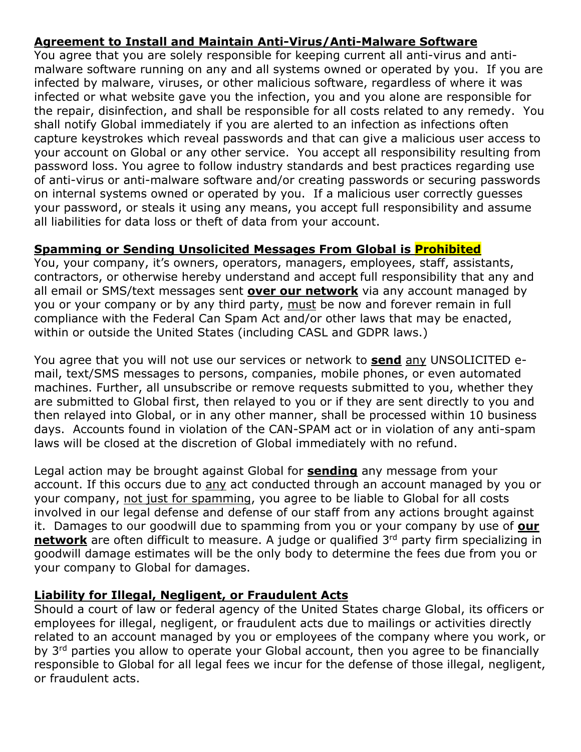## **Agreement to Install and Maintain Anti-Virus/Anti-Malware Software**

You agree that you are solely responsible for keeping current all anti-virus and anti-malware software running on any and all systems owned or operated by you. If you are infected by malware, viruses, or other malicious software, regardless of where it was infected or what website gave you the infection, you and you alone are responsible for the repair, disinfection, and shall be responsible for all costs related to any remedy. You shall notify Global immediately if you are alerted to an infection as infections often capture keystrokes which reveal passwords and that can give a malicious user access to your account on Global or any other service. You accept all responsibility resulting from password loss. You agree to follow industry standards and best practices regarding use of anti-virus or anti-malware software and/or creating passwords or securing passwords on internal systems owned or operated by you. If a malicious user correctly guesses your password, or steals it using any means, you accept full responsibility and assume all liabilities for data loss or theft of data from your account.

## **Spamming or Sending Unsolicited Messages From Global is Prohibited**

You, your company, it's owners, operators, managers, employees, staff, assistants, contractors, or otherwise hereby understand and accept full responsibility that any and all email or SMS/text messages sent **over our network** via any account managed by you or your company or by any third party, must be now and forever remain in full compliance with the Federal Can Spam Act and/or other laws that may be enacted, within or outside the United States (including CASL and GDPR laws.)

You agree that you will not use our services or network to **send** any UNSOLICITED e-mail, text/SMS messages to persons, companies, mobile phones, or even automated machines. Further, all unsubscribe or remove requests submitted to you, whether they are submitted to Global first, then relayed to you or if they are sent directly to you and then relayed into Global, or in any other manner, shall be processed within 10 business days. Accounts found in violation of the CAN-SPAM act or in violation of any anti-spam laws will be closed at the discretion of Global immediately with no refund.

Legal action may be brought against Global for **sending** any message from your account. If this occurs due to any act conducted through an account managed by you or your company, not just for spamming, you agree to be liable to Global for all costs involved in our legal defense and defense of our staff from any actions brought against it. Damages to our goodwill due to spamming from you or your company by use of **our network** are often difficult to measure. A judge or qualified 3rd party firm specializing in goodwill damage estimates will be the only body to determine the fees due from you or your company to Global for damages.

## **Liability for Illegal, Negligent, or Fraudulent Acts**

Should a court of law or federal agency of the United States charge Global, its officers or employees for illegal, negligent, or fraudulent acts due to mailings or activities directly related to an account managed by you or employees of the company where you work, or by 3rd parties you allow to operate your Global account, then you agree to be financially responsible to Global for all legal fees we incur for the defense of those illegal, negligent, or fraudulent acts.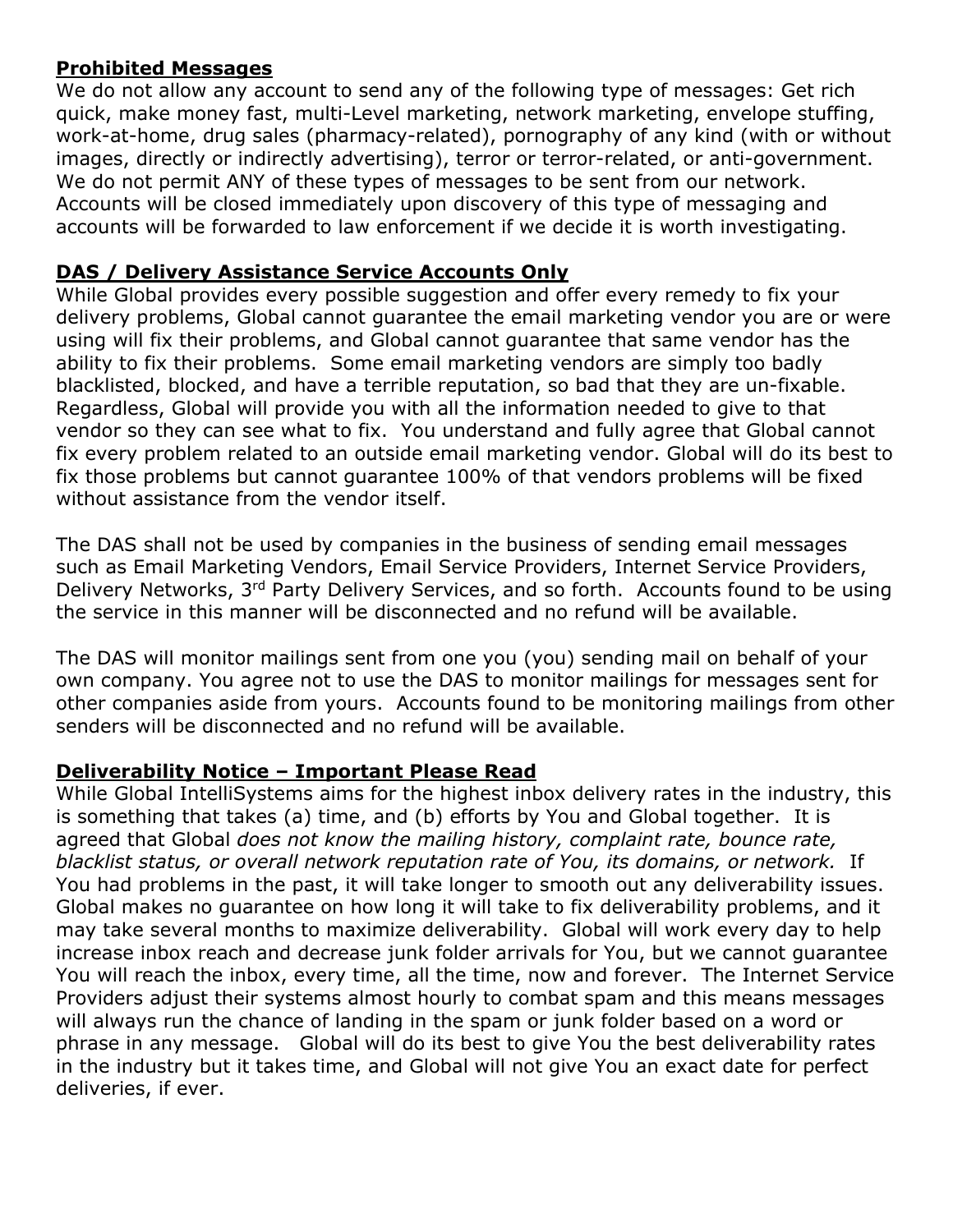**Prohibited Messages**

We do not allow any account to send any of the following type of messages: Get rich quick, make money fast, multi-Level marketing, network marketing, envelope stuffing, work-at-home, drug sales (pharmacy-related), pornography of any kind (with or without images, directly or indirectly advertising), terror or terror-related, or anti-government. We do not permit ANY of these types of messages to be sent from our network. Accounts will be closed immediately upon discovery of this type of messaging and accounts will be forwarded to law enforcement if we decide it is worth investigating.

**DAS / Delivery Assistance Service Accounts Only**

While Global provides every possible suggestion and offer every remedy to fix your delivery problems, Global cannot guarantee the email marketing vendor you are or were using will fix their problems, and Global cannot guarantee that same vendor has the ability to fix their problems. Some email marketing vendors are simply too badly blacklisted, blocked, and have a terrible reputation, so bad that they are un-fixable. Regardless, Global will provide you with all the information needed to give to that vendor so they can see what to fix. You understand and fully agree that Global cannot fix every problem related to an outside email marketing vendor. Global will do its best to fix those problems but cannot guarantee 100% of that vendors problems will be fixed without assistance from the vendor itself.

The DAS shall not be used by companies in the business of sending email messages such as Email Marketing Vendors, Email Service Providers, Internet Service Providers, Delivery Networks, 3rd Party Delivery Services, and so forth. Accounts found to be using the service in this manner will be disconnected and no refund will be available.

The DAS will monitor mailings sent from one you (you) sending mail on behalf of your own company. You agree not to use the DAS to monitor mailings for messages sent for other companies aside from yours. Accounts found to be monitoring mailings from other senders will be disconnected and no refund will be available.

**Deliverability Notice – Important Please Read**

While Global IntelliSystems aims for the highest inbox delivery rates in the industry, this is something that takes (a) time, and (b) efforts by You and Global together. It is agreed that Global *does not know the mailing history, complaint rate, bounce rate, blacklist status, or overall network reputation rate of You, its domains, or network.* If You had problems in the past, it will take longer to smooth out any deliverability issues. Global makes no guarantee on how long it will take to fix deliverability problems, and it may take several months to maximize deliverability. Global will work every day to help increase inbox reach and decrease junk folder arrivals for You, but we cannot guarantee You will reach the inbox, every time, all the time, now and forever. The Internet Service Providers adjust their systems almost hourly to combat spam and this means messages will always run the chance of landing in the spam or junk folder based on a word or phrase in any message. Global will do its best to give You the best deliverability rates in the industry but it takes time, and Global will not give You an exact date for perfect deliveries, if ever.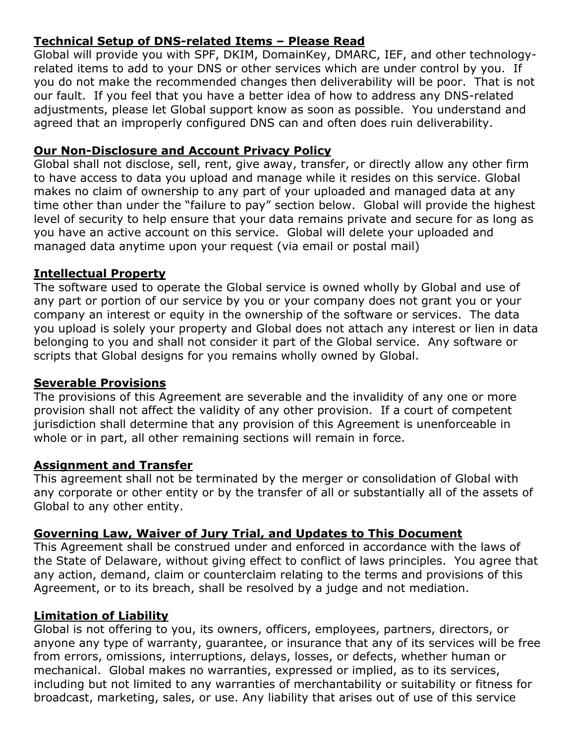**Technical Setup of DNS-related Items – Please Read**

Global will provide you with SPF, DKIM, DomainKey, DMARC, IEF, and other technology-related items to add to your DNS or other services which are under control by you. If you do not make the recommended changes then deliverability will be poor. That is not our fault. If you feel that you have a better idea of how to address any DNS-related adjustments, please let Global support know as soon as possible. You understand and agreed that an improperly configured DNS can and often does ruin deliverability.

**Our Non-Disclosure and Account Privacy Policy**

Global shall not disclose, sell, rent, give away, transfer, or directly allow any other firm to have access to data you upload and manage while it resides on this service. Global makes no claim of ownership to any part of your uploaded and managed data at any time other than under the "failure to pay" section below. Global will provide the highest level of security to help ensure that your data remains private and secure for as long as you have an active account on this service. Global will delete your uploaded and managed data anytime upon your request (via email or postal mail)

**Intellectual Property**

The software used to operate the Global service is owned wholly by Global and use of any part or portion of our service by you or your company does not grant you or your company an interest or equity in the ownership of the software or services. The data you upload is solely your property and Global does not attach any interest or lien in data belonging to you and shall not consider it part of the Global service. Any software or scripts that Global designs for you remains wholly owned by Global.

**Severable Provisions**

The provisions of this Agreement are severable and the invalidity of any one or more provision shall not affect the validity of any other provision. If a court of competent jurisdiction shall determine that any provision of this Agreement is unenforceable in whole or in part, all other remaining sections will remain in force.

**Assignment and Transfer**

This agreement shall not be terminated by the merger or consolidation of Global with any corporate or other entity or by the transfer of all or substantially all of the assets of Global to any other entity.

**Governing Law, Waiver of Jury Trial, and Updates to This Document**

This Agreement shall be construed under and enforced in accordance with the laws of the State of Delaware, without giving effect to conflict of laws principles. You agree that any action, demand, claim or counterclaim relating to the terms and provisions of this Agreement, or to its breach, shall be resolved by a judge and not mediation.

**Limitation of Liability**

Global is not offering to you, its owners, officers, employees, partners, directors, or anyone any type of warranty, guarantee, or insurance that any of its services will be free from errors, omissions, interruptions, delays, losses, or defects, whether human or mechanical. Global makes no warranties, expressed or implied, as to its services, including but not limited to any warranties of merchantability or suitability or fitness for broadcast, marketing, sales, or use. Any liability that arises out of use of this service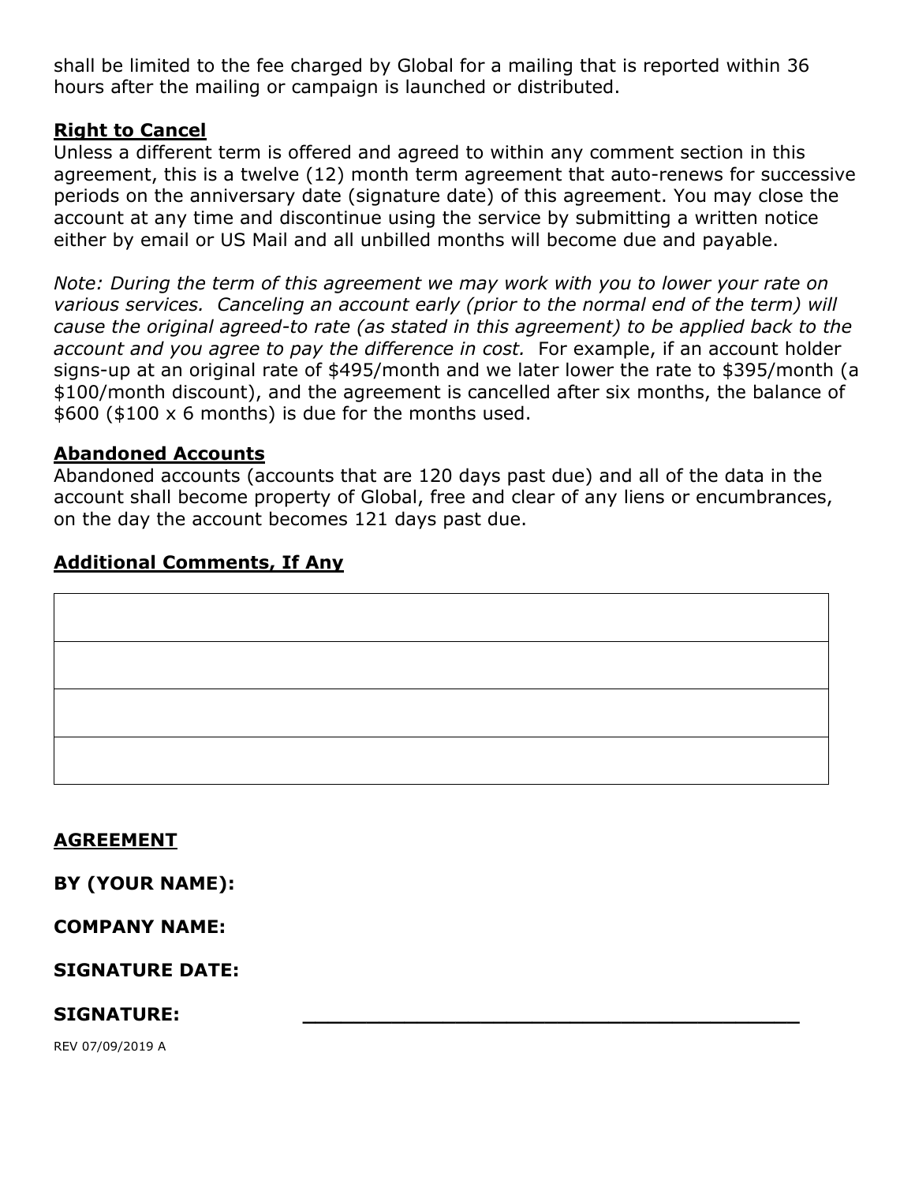shall be limited to the fee charged by Global for a mailing that is reported within 36 hours after the mailing or campaign is launched or distributed.

**Right to Cancel**

Unless a different term is offered and agreed to within any comment section in this agreement, this is a twelve (12) month term agreement that auto-renews for successive periods on the anniversary date (signature date) of this agreement. You may close the account at any time and discontinue using the service by submitting a written notice either by email or US Mail and all unbilled months will become due and payable.

*Note: During the term of this agreement we may work with you to lower your rate on various services. Canceling an account early (prior to the normal end of the term) will cause the original agreed-to rate (as stated in this agreement) to be applied back to the account and you agree to pay the difference in cost.* For example, if an account holder signs-up at an original rate of $495/month and we later lower the rate to $395/month (a $100/month discount), and the agreement is cancelled after six months, the balance of $600 ($100 x 6 months) is due for the months used.

**Abandoned Accounts**

Abandoned accounts (accounts that are 120 days past due) and all of the data in the account shall become property of Global, free and clear of any liens or encumbrances, on the day the account becomes 121 days past due.

**Additional Comments, If Any**

| |
|---|
| |
| |
| |
| |

**AGREEMENT**

**BY (YOUR NAME):**

**COMPANY NAME:**

**SIGNATURE DATE:**

**SIGNATURE:** ________________________________________

REV 07/09/2019 A